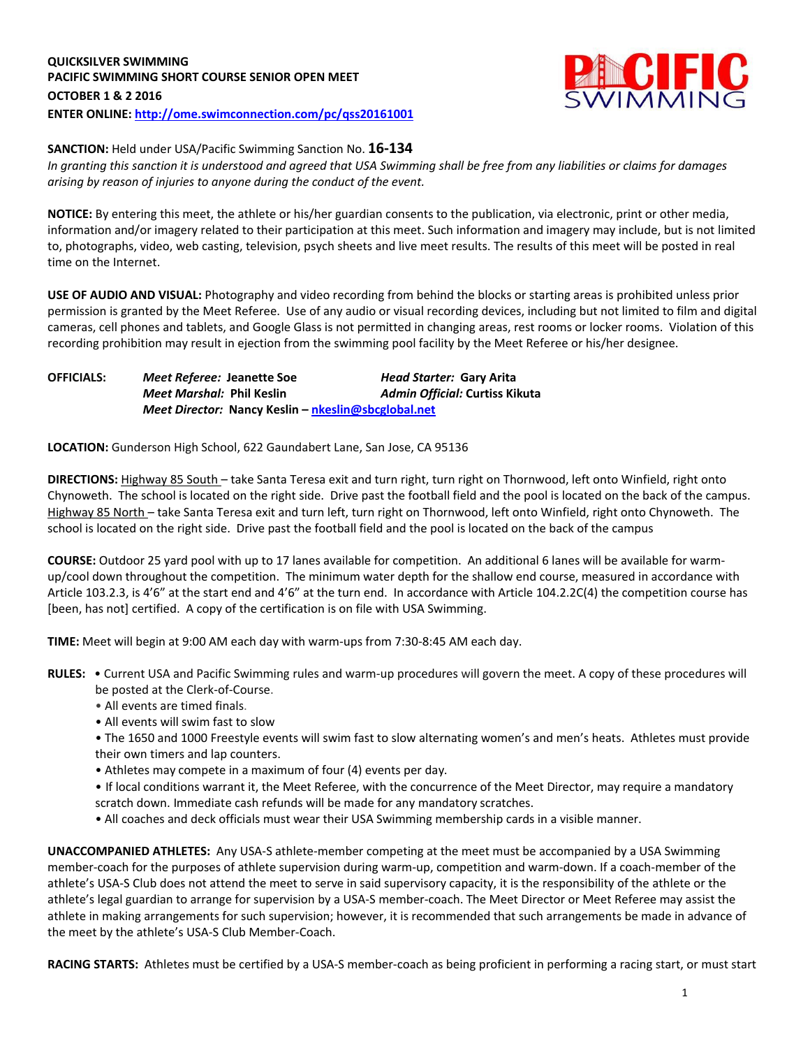**QUICKSILVER SWIMMING**
**PACIFIC SWIMMING SHORT COURSE SENIOR OPEN MEET**
**OCTOBER 1 & 2 2016**
**ENTER ONLINE: http://ome.swimconnection.com/pc/qss20161001**

**SANCTION:** Held under USA/Pacific Swimming Sanction No. **16-134**
*In granting this sanction it is understood and agreed that USA Swimming shall be free from any liabilities or claims for damages arising by reason of injuries to anyone during the conduct of the event.*

**NOTICE:** By entering this meet, the athlete or his/her guardian consents to the publication, via electronic, print or other media, information and/or imagery related to their participation at this meet. Such information and imagery may include, but is not limited to, photographs, video, web casting, television, psych sheets and live meet results. The results of this meet will be posted in real time on the Internet.

**USE OF AUDIO AND VISUAL:** Photography and video recording from behind the blocks or starting areas is prohibited unless prior permission is granted by the Meet Referee. Use of any audio or visual recording devices, including but not limited to film and digital cameras, cell phones and tablets, and Google Glass is not permitted in changing areas, rest rooms or locker rooms. Violation of this recording prohibition may result in ejection from the swimming pool facility by the Meet Referee or his/her designee.

**OFFICIALS:** *Meet Referee:* **Jeanette Soe** *Head Starter:* **Gary Arita**
*Meet Marshal:* **Phil Keslin** *Admin Official:* **Curtiss Kikuta**
*Meet Director:* **Nancy Keslin – nkeslin@sbcglobal.net**

**LOCATION:** Gunderson High School, 622 Gaundabert Lane, San Jose, CA 95136

**DIRECTIONS:** Highway 85 South – take Santa Teresa exit and turn right, turn right on Thornwood, left onto Winfield, right onto Chynoweth. The school is located on the right side. Drive past the football field and the pool is located on the back of the campus. Highway 85 North – take Santa Teresa exit and turn left, turn right on Thornwood, left onto Winfield, right onto Chynoweth. The school is located on the right side. Drive past the football field and the pool is located on the back of the campus

**COURSE:** Outdoor 25 yard pool with up to 17 lanes available for competition. An additional 6 lanes will be available for warm-up/cool down throughout the competition. The minimum water depth for the shallow end course, measured in accordance with Article 103.2.3, is 4'6" at the start end and 4'6" at the turn end. In accordance with Article 104.2.2C(4) the competition course has [been, has not] certified. A copy of the certification is on file with USA Swimming.

**TIME:** Meet will begin at 9:00 AM each day with warm-ups from 7:30-8:45 AM each day.

**RULES:**
- Current USA and Pacific Swimming rules and warm-up procedures will govern the meet. A copy of these procedures will be posted at the Clerk-of-Course.
- All events are timed finals.
- All events will swim fast to slow
- The 1650 and 1000 Freestyle events will swim fast to slow alternating women's and men's heats. Athletes must provide their own timers and lap counters.
- Athletes may compete in a maximum of four (4) events per day.
- If local conditions warrant it, the Meet Referee, with the concurrence of the Meet Director, may require a mandatory scratch down. Immediate cash refunds will be made for any mandatory scratches.
- All coaches and deck officials must wear their USA Swimming membership cards in a visible manner.

**UNACCOMPANIED ATHLETES:** Any USA-S athlete-member competing at the meet must be accompanied by a USA Swimming member-coach for the purposes of athlete supervision during warm-up, competition and warm-down. If a coach-member of the athlete's USA-S Club does not attend the meet to serve in said supervisory capacity, it is the responsibility of the athlete or the athlete's legal guardian to arrange for supervision by a USA-S member-coach. The Meet Director or Meet Referee may assist the athlete in making arrangements for such supervision; however, it is recommended that such arrangements be made in advance of the meet by the athlete's USA-S Club Member-Coach.

**RACING STARTS:** Athletes must be certified by a USA-S member-coach as being proficient in performing a racing start, or must start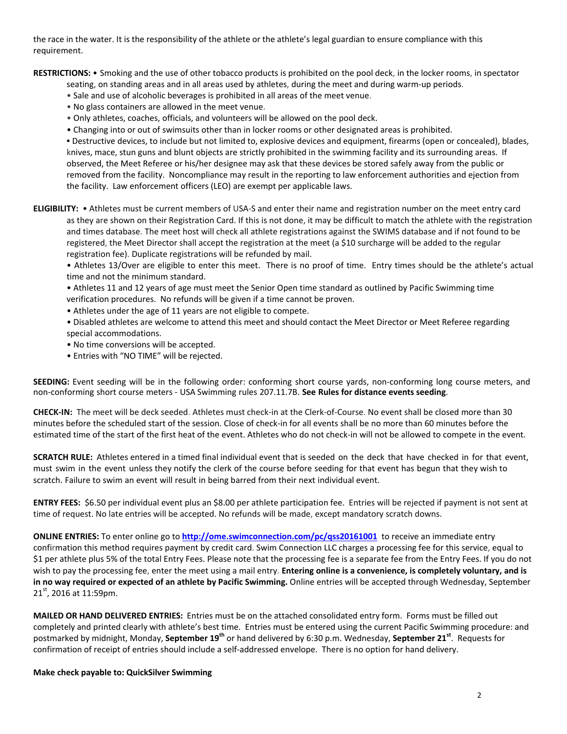the race in the water. It is the responsibility of the athlete or the athlete's legal guardian to ensure compliance with this requirement.

**RESTRICTIONS:** • Smoking and the use of other tobacco products is prohibited on the pool deck, in the locker rooms, in spectator seating, on standing areas and in all areas used by athletes, during the meet and during warm-up periods.

• Sale and use of alcoholic beverages is prohibited in all areas of the meet venue.

• No glass containers are allowed in the meet venue.

• Only athletes, coaches, officials, and volunteers will be allowed on the pool deck.

• Changing into or out of swimsuits other than in locker rooms or other designated areas is prohibited.

• Destructive devices, to include but not limited to, explosive devices and equipment, firearms (open or concealed), blades, knives, mace, stun guns and blunt objects are strictly prohibited in the swimming facility and its surrounding areas. If observed, the Meet Referee or his/her designee may ask that these devices be stored safely away from the public or removed from the facility. Noncompliance may result in the reporting to law enforcement authorities and ejection from the facility. Law enforcement officers (LEO) are exempt per applicable laws.

**ELIGIBILITY:** • Athletes must be current members of USA-S and enter their name and registration number on the meet entry card as they are shown on their Registration Card. If this is not done, it may be difficult to match the athlete with the registration and times database. The meet host will check all athlete registrations against the SWIMS database and if not found to be registered, the Meet Director shall accept the registration at the meet (a $10 surcharge will be added to the regular registration fee). Duplicate registrations will be refunded by mail.

• Athletes 13/Over are eligible to enter this meet. There is no proof of time. Entry times should be the athlete's actual time and not the minimum standard.

• Athletes 11 and 12 years of age must meet the Senior Open time standard as outlined by Pacific Swimming time verification procedures. No refunds will be given if a time cannot be proven.

• Athletes under the age of 11 years are not eligible to compete.

• Disabled athletes are welcome to attend this meet and should contact the Meet Director or Meet Referee regarding special accommodations.

• No time conversions will be accepted.

• Entries with "NO TIME" will be rejected.

**SEEDING:** Event seeding will be in the following order: conforming short course yards, non-conforming long course meters, and non-conforming short course meters - USA Swimming rules 207.11.7B. **See Rules for distance events seeding**.

**CHECK-IN:** The meet will be deck seeded. Athletes must check-in at the Clerk-of-Course. No event shall be closed more than 30 minutes before the scheduled start of the session. Close of check-in for all events shall be no more than 60 minutes before the estimated time of the start of the first heat of the event. Athletes who do not check-in will not be allowed to compete in the event.

**SCRATCH RULE:** Athletes entered in a timed final individual event that is seeded on the deck that have checked in for that event, must swim in the event unless they notify the clerk of the course before seeding for that event has begun that they wish to scratch. Failure to swim an event will result in being barred from their next individual event.

**ENTRY FEES:** $6.50 per individual event plus an $8.00 per athlete participation fee. Entries will be rejected if payment is not sent at time of request. No late entries will be accepted. No refunds will be made, except mandatory scratch downs.

**ONLINE ENTRIES:** To enter online go to **http://ome.swimconnection.com/pc/qss20161001** to receive an immediate entry confirmation this method requires payment by credit card. Swim Connection LLC charges a processing fee for this service, equal to $1 per athlete plus 5% of the total Entry Fees. Please note that the processing fee is a separate fee from the Entry Fees. If you do not wish to pay the processing fee, enter the meet using a mail entry. **Entering online is a convenience, is completely voluntary, and is in no way required or expected of an athlete by Pacific Swimming.** Online entries will be accepted through Wednesday, September 21st, 2016 at 11:59pm.

**MAILED OR HAND DELIVERED ENTRIES:** Entries must be on the attached consolidated entry form. Forms must be filled out completely and printed clearly with athlete's best time. Entries must be entered using the current Pacific Swimming procedure: and postmarked by midnight, Monday, **September 19th** or hand delivered by 6:30 p.m. Wednesday, **September 21st**. Requests for confirmation of receipt of entries should include a self-addressed envelope. There is no option for hand delivery.

**Make check payable to: QuickSilver Swimming**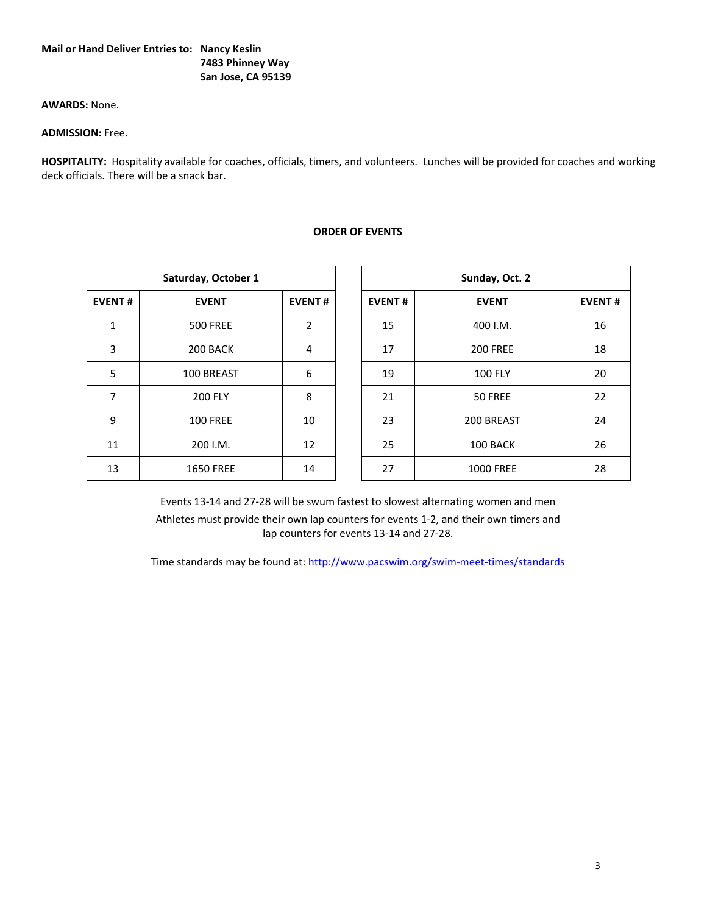**Mail or Hand Deliver Entries to:** **Nancy Keslin**
**7483 Phinney Way**
**San Jose, CA 95139**

**AWARDS:** None.

**ADMISSION:** Free.

**HOSPITALITY:** Hospitality available for coaches, officials, timers, and volunteers. Lunches will be provided for coaches and working deck officials. There will be a snack bar.

**ORDER OF EVENTS**

| Saturday, October 1 | | |
|---|---|---|
| **EVENT #** | **EVENT** | **EVENT #** |
| 1 | 500 FREE | 2 |
| 3 | 200 BACK | 4 |
| 5 | 100 BREAST | 6 |
| 7 | 200 FLY | 8 |
| 9 | 100 FREE | 10 |
| 11 | 200 I.M. | 12 |
| 13 | 1650 FREE | 14 |

| Sunday, Oct. 2 | | |
|---|---|---|
| **EVENT #** | **EVENT** | **EVENT #** |
| 15 | 400 I.M. | 16 |
| 17 | 200 FREE | 18 |
| 19 | 100 FLY | 20 |
| 21 | 50 FREE | 22 |
| 23 | 200 BREAST | 24 |
| 25 | 100 BACK | 26 |
| 27 | 1000 FREE | 28 |

Events 13-14 and 27-28 will be swum fastest to slowest alternating women and men

Athletes must provide their own lap counters for events 1-2, and their own timers and lap counters for events 13-14 and 27-28.

Time standards may be found at: http://www.pacswim.org/swim-meet-times/standards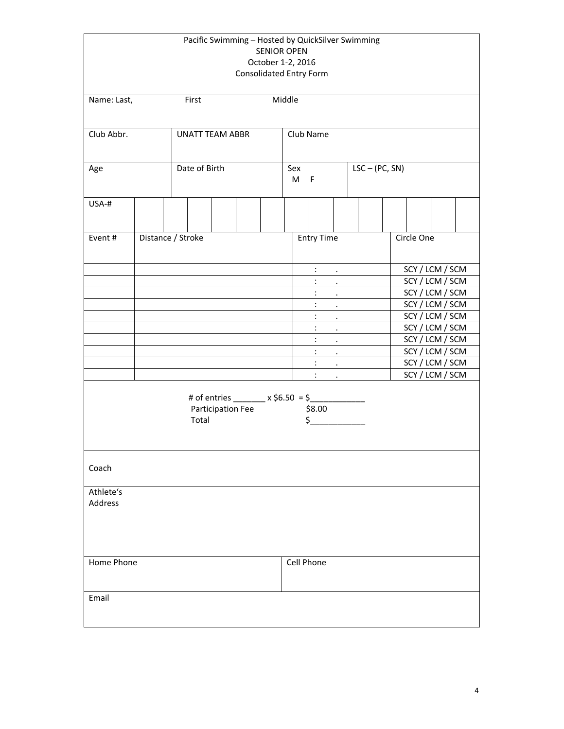Pacific Swimming – Hosted by QuickSilver Swimming
SENIOR OPEN
October 1-2, 2016
Consolidated Entry Form

| | | |
|---|---|---|
| Name: Last, | First | Middle |

| | | |
|---|---|---|
| Club Abbr. | UNATT TEAM ABBR | Club Name |

| | | | |
|---|---|---|---|
| Age | Date of Birth | Sex<br>M F | LSC – (PC, SN) |

| | | | | | | | | | | | | | |
|---|---|---|---|---|---|---|---|---|---|---|---|---|---|
| USA-# | | | | | | | | | | | | | |

| Event # | Distance / Stroke | Entry Time | Circle One |
|---|---|---|---|
| | | : . | SCY / LCM / SCM |
| | | : . | SCY / LCM / SCM |
| | | : . | SCY / LCM / SCM |
| | | : . | SCY / LCM / SCM |
| | | : . | SCY / LCM / SCM |
| | | : . | SCY / LCM / SCM |
| | | : . | SCY / LCM / SCM |
| | | : . | SCY / LCM / SCM |
| | | : . | SCY / LCM / SCM |
| | | : . | SCY / LCM / SCM |

# of entries _______ x $6.50 = $____________
Participation Fee $8.00
Total $____________

| |
|---|
| Coach |
| Athlete's Address |

| | |
|---|---|
| Home Phone | Cell Phone |

| |
|---|
| Email |